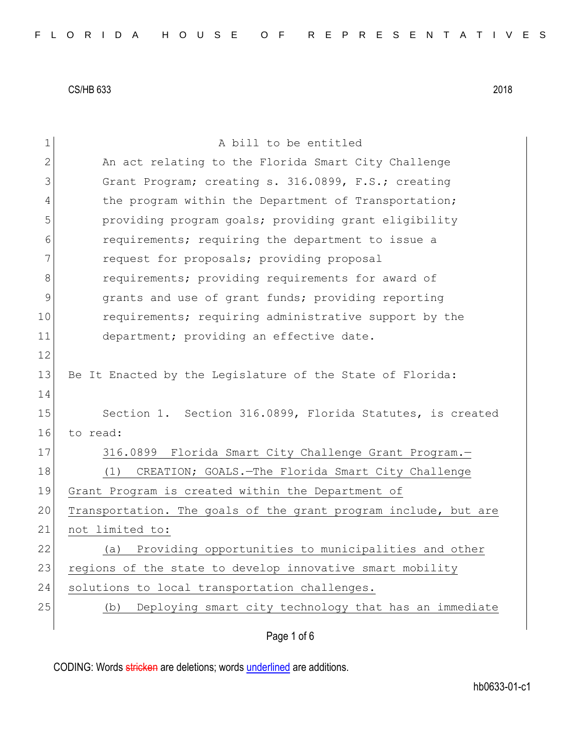CS/HB 633 2018

A bill to be entitled

An act relating to the Florida Smart City Challenge Grant Program; creating s. 316.0899, F.S.; creating the program within the Department of Transportation; providing program goals; providing grant eligibility requirements; requiring the department to issue a request for proposals; providing proposal requirements; providing requirements for award of grants and use of grant funds; providing reporting requirements; requiring administrative support by the department; providing an effective date.

Be It Enacted by the Legislature of the State of Florida:

Section 1. Section 316.0899, Florida Statutes, is created to read:

316.0899 Florida Smart City Challenge Grant Program.—

(1) CREATION; GOALS.—The Florida Smart City Challenge Grant Program is created within the Department of Transportation. The goals of the grant program include, but are not limited to:

(a) Providing opportunities to municipalities and other regions of the state to develop innovative smart mobility solutions to local transportation challenges.

(b) Deploying smart city technology that has an immediate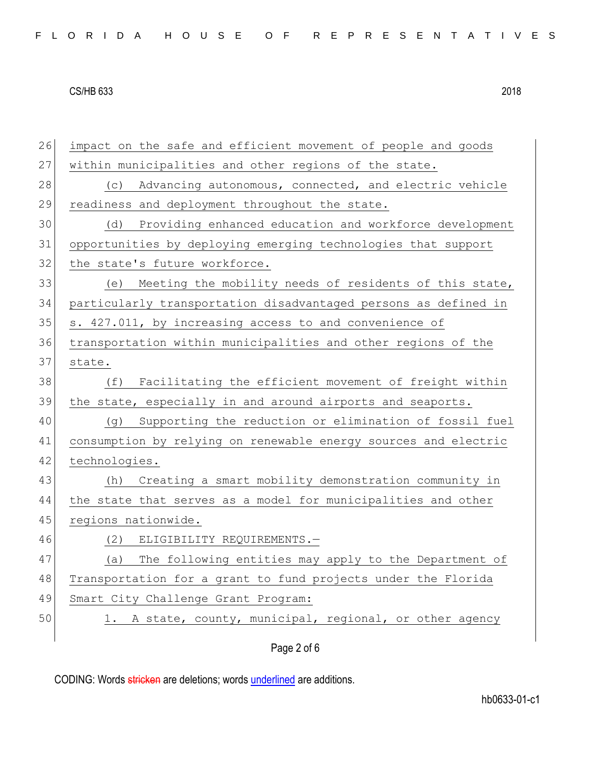impact on the safe and efficient movement of people and goods within municipalities and other regions of the state.

(c) Advancing autonomous, connected, and electric vehicle readiness and deployment throughout the state.

(d) Providing enhanced education and workforce development opportunities by deploying emerging technologies that support the state's future workforce.

(e) Meeting the mobility needs of residents of this state, particularly transportation disadvantaged persons as defined in s. 427.011, by increasing access to and convenience of transportation within municipalities and other regions of the state.

(f) Facilitating the efficient movement of freight within the state, especially in and around airports and seaports.

(g) Supporting the reduction or elimination of fossil fuel consumption by relying on renewable energy sources and electric technologies.

(h) Creating a smart mobility demonstration community in the state that serves as a model for municipalities and other regions nationwide.

(2) ELIGIBILITY REQUIREMENTS.—

(a) The following entities may apply to the Department of Transportation for a grant to fund projects under the Florida Smart City Challenge Grant Program:

1. A state, county, municipal, regional, or other agency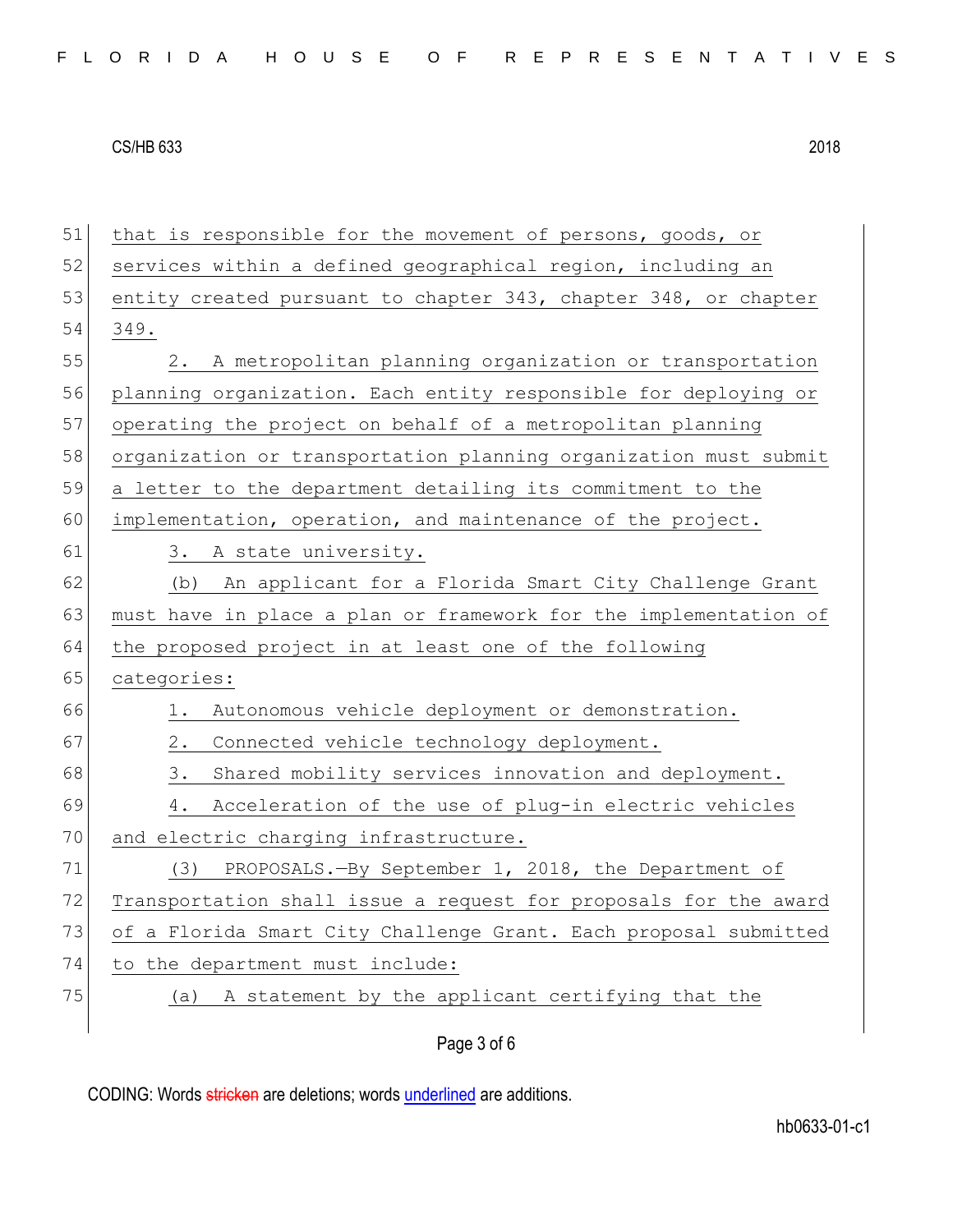that is responsible for the movement of persons, goods, or services within a defined geographical region, including an entity created pursuant to chapter 343, chapter 348, or chapter 349.

2. A metropolitan planning organization or transportation planning organization. Each entity responsible for deploying or operating the project on behalf of a metropolitan planning organization or transportation planning organization must submit a letter to the department detailing its commitment to the implementation, operation, and maintenance of the project.

3. A state university.

(b) An applicant for a Florida Smart City Challenge Grant must have in place a plan or framework for the implementation of the proposed project in at least one of the following categories:

1. Autonomous vehicle deployment or demonstration.

2. Connected vehicle technology deployment.

3. Shared mobility services innovation and deployment.

4. Acceleration of the use of plug-in electric vehicles and electric charging infrastructure.

(3) PROPOSALS.—By September 1, 2018, the Department of Transportation shall issue a request for proposals for the award of a Florida Smart City Challenge Grant. Each proposal submitted to the department must include:

(a) A statement by the applicant certifying that the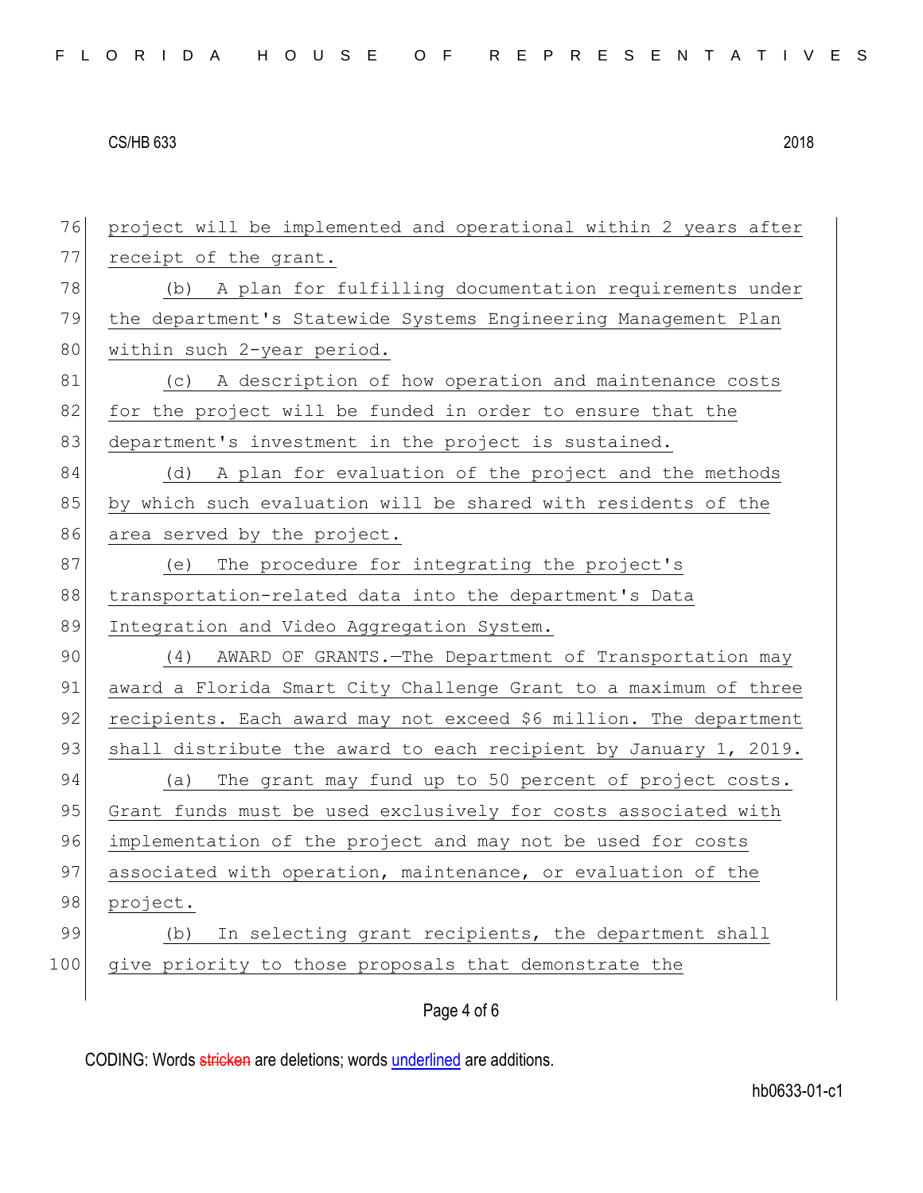project will be implemented and operational within 2 years after receipt of the grant.

(b) A plan for fulfilling documentation requirements under the department's Statewide Systems Engineering Management Plan within such 2-year period.

(c) A description of how operation and maintenance costs for the project will be funded in order to ensure that the department's investment in the project is sustained.

(d) A plan for evaluation of the project and the methods by which such evaluation will be shared with residents of the area served by the project.

(e) The procedure for integrating the project's transportation-related data into the department's Data Integration and Video Aggregation System.

(4) AWARD OF GRANTS.—The Department of Transportation may award a Florida Smart City Challenge Grant to a maximum of three recipients. Each award may not exceed $6 million. The department shall distribute the award to each recipient by January 1, 2019.

(a) The grant may fund up to 50 percent of project costs. Grant funds must be used exclusively for costs associated with implementation of the project and may not be used for costs associated with operation, maintenance, or evaluation of the project.

(b) In selecting grant recipients, the department shall give priority to those proposals that demonstrate the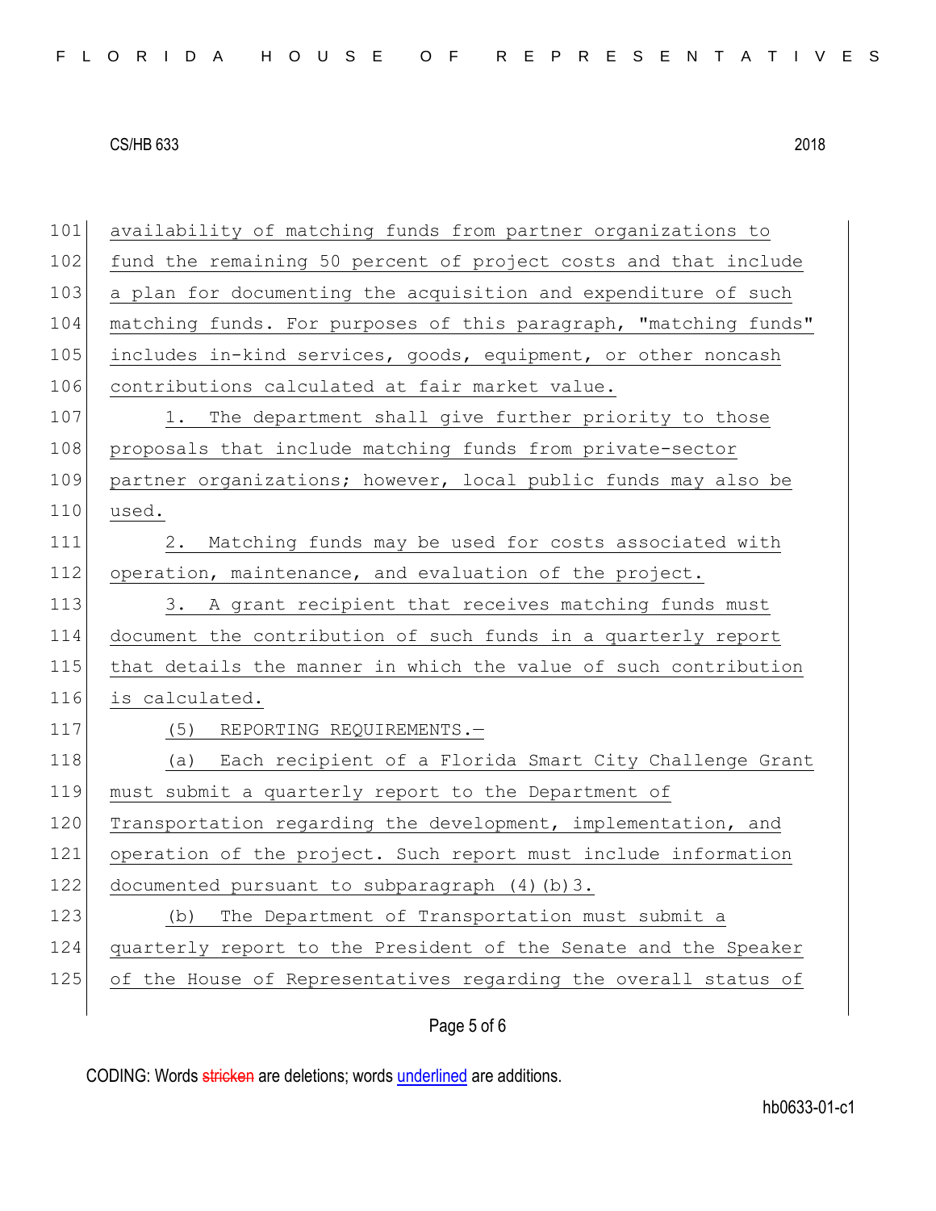availability of matching funds from partner organizations to fund the remaining 50 percent of project costs and that include a plan for documenting the acquisition and expenditure of such matching funds. For purposes of this paragraph, "matching funds" includes in-kind services, goods, equipment, or other noncash contributions calculated at fair market value.

1. The department shall give further priority to those proposals that include matching funds from private-sector partner organizations; however, local public funds may also be used.

2. Matching funds may be used for costs associated with operation, maintenance, and evaluation of the project.

3. A grant recipient that receives matching funds must document the contribution of such funds in a quarterly report that details the manner in which the value of such contribution is calculated.

(5) REPORTING REQUIREMENTS.—

(a) Each recipient of a Florida Smart City Challenge Grant must submit a quarterly report to the Department of Transportation regarding the development, implementation, and operation of the project. Such report must include information documented pursuant to subparagraph (4)(b)3.

(b) The Department of Transportation must submit a quarterly report to the President of the Senate and the Speaker of the House of Representatives regarding the overall status of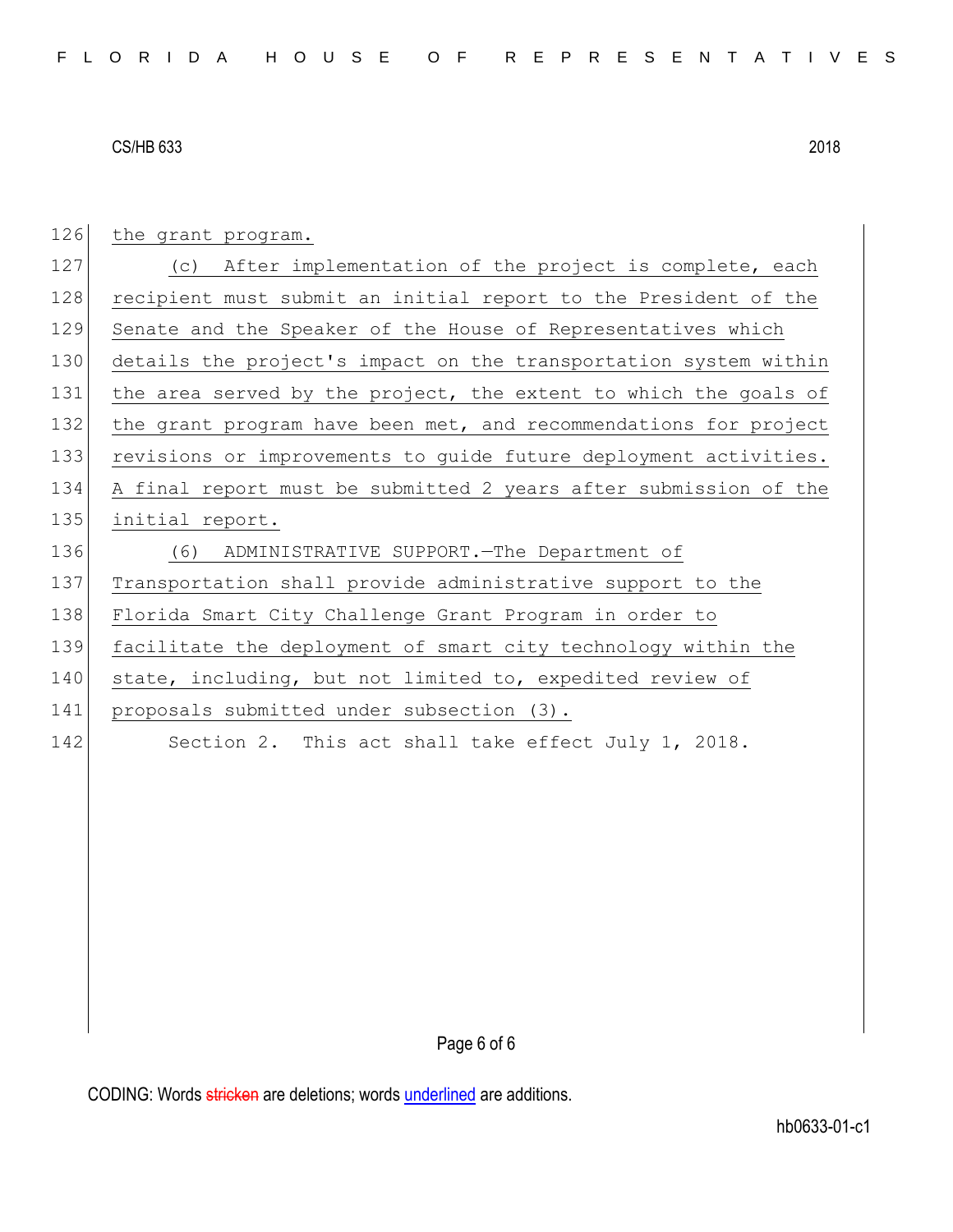126 the grant program.

127 (c) After implementation of the project is complete, each
128 recipient must submit an initial report to the President of the
129 Senate and the Speaker of the House of Representatives which
130 details the project's impact on the transportation system within
131 the area served by the project, the extent to which the goals of
132 the grant program have been met, and recommendations for project
133 revisions or improvements to guide future deployment activities.
134 A final report must be submitted 2 years after submission of the
135 initial report.

136 (6) ADMINISTRATIVE SUPPORT.—The Department of
137 Transportation shall provide administrative support to the
138 Florida Smart City Challenge Grant Program in order to
139 facilitate the deployment of smart city technology within the
140 state, including, but not limited to, expedited review of
141 proposals submitted under subsection (3).

142 Section 2. This act shall take effect July 1, 2018.

CODING: Words stricken are deletions; words underlined are additions.